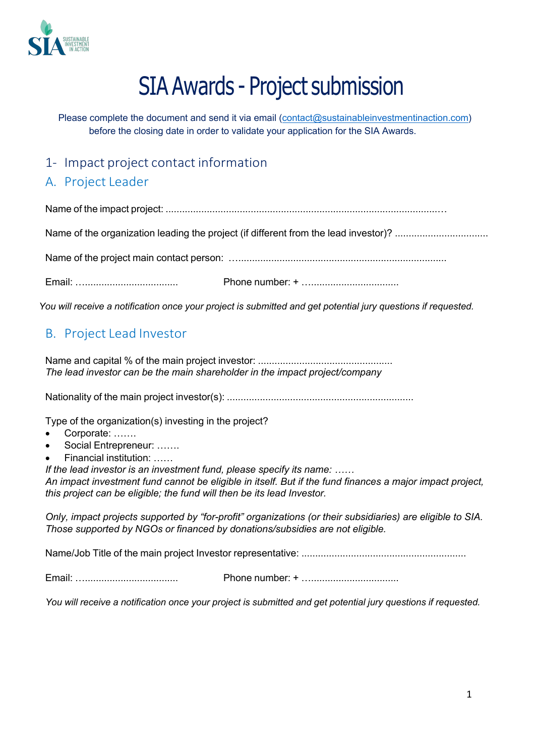# SIA Awards - Project submission

Please complete the document and send it via email (contact@sustainableinvestmentinaction.com) before the closing date in order to validate your application for the SIA Awards.

## 1- Impact project contact information

### A. Project Leader

Name of the impact project: ......................................................................................................…

Name of the organization leading the project (if different from the lead investor)? ..................................

Name of the project main contact person: …..........................................................................

Email: ….................................                Phone number: + …...............................

*You will receive a notification once your project is submitted and get potential jury questions if requested.*

### B. Project Lead Investor

Name and capital % of the main project investor: ................................................
*The lead investor can be the main shareholder in the impact project/company*

Nationality of the main project investor(s): ...................................................................

Type of the organization(s) investing in the project?

- Corporate: …….
- Social Entrepreneur: …….
- Financial institution: ……

*If the lead investor is an investment fund, please specify its name: ……*
*An impact investment fund cannot be eligible in itself. But if the fund finances a major impact project, this project can be eligible; the fund will then be its lead Investor.*

*Only, impact projects supported by "for-profit" organizations (or their subsidiaries) are eligible to SIA. Those supported by NGOs or financed by donations/subsidies are not eligible.*

Name/Job Title of the main project Investor representative: ...........................................................

Email: ….................................                Phone number: + …...............................

*You will receive a notification once your project is submitted and get potential jury questions if requested.*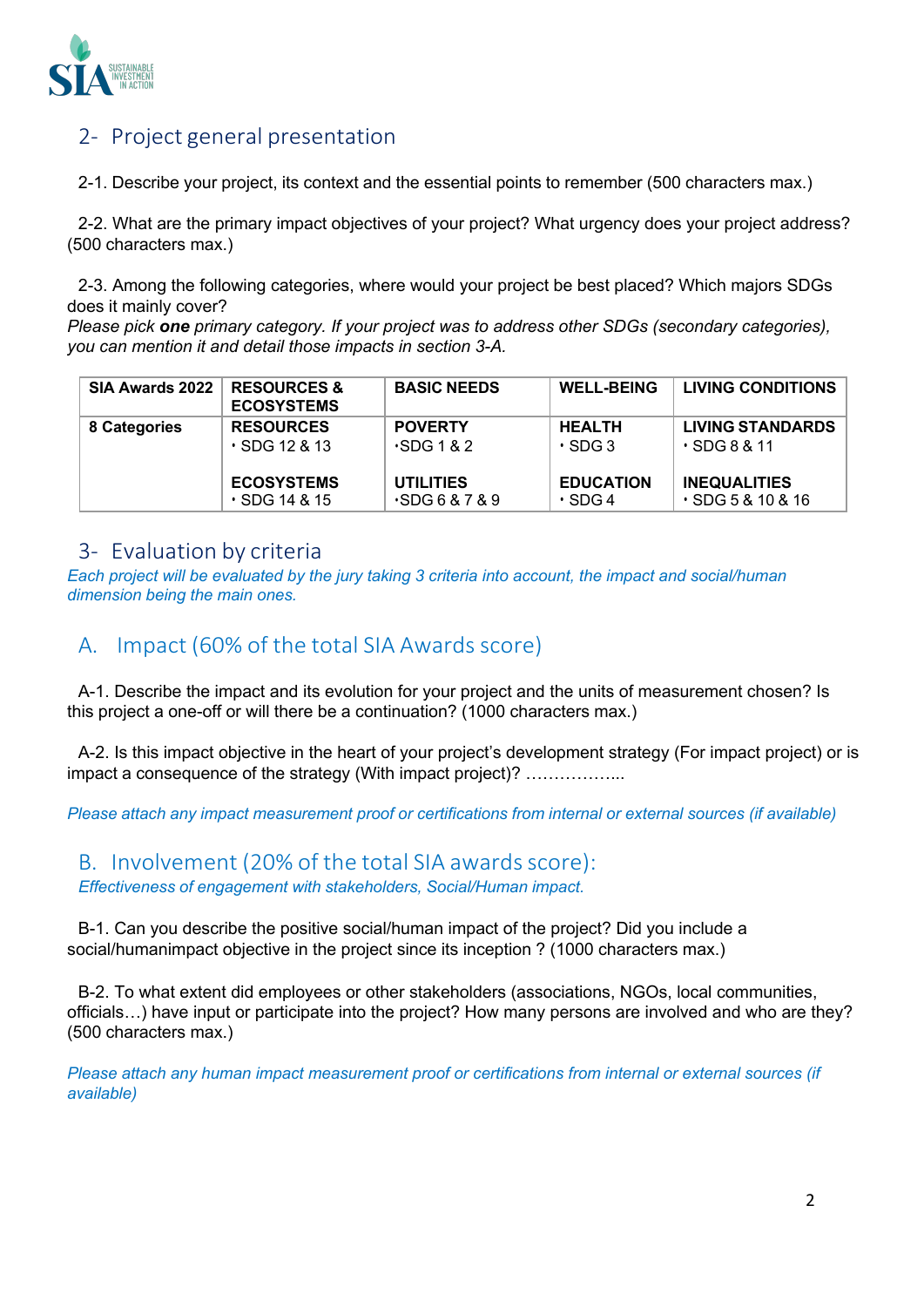## 2- Project general presentation

2-1. Describe your project, its context and the essential points to remember (500 characters max.)

2-2. What are the primary impact objectives of your project? What urgency does your project address? (500 characters max.)

2-3. Among the following categories, where would your project be best placed? Which majors SDGs does it mainly cover?
*Please pick **one** primary category. If your project was to address other SDGs (secondary categories), you can mention it and detail those impacts in section 3-A.*

| SIA Awards 2022 | RESOURCES & ECOSYSTEMS | BASIC NEEDS | WELL-BEING | LIVING CONDITIONS |
|---|---|---|---|---|
| **8 Categories** | **RESOURCES**<br>• SDG 12 & 13<br><br>**ECOSYSTEMS**<br>• SDG 14 & 15 | **POVERTY**<br>•SDG 1 & 2<br><br>**UTILITIES**<br>•SDG 6 & 7 & 9 | **HEALTH**<br>• SDG 3<br><br>**EDUCATION**<br>• SDG 4 | **LIVING STANDARDS**<br>• SDG 8 & 11<br><br>**INEQUALITIES**<br>• SDG 5 & 10 & 16 |

## 3- Evaluation by criteria

*Each project will be evaluated by the jury taking 3 criteria into account, the impact and social/human dimension being the main ones.*

## A. Impact (60% of the total SIA Awards score)

A-1. Describe the impact and its evolution for your project and the units of measurement chosen? Is this project a one-off or will there be a continuation? (1000 characters max.)

A-2. Is this impact objective in the heart of your project's development strategy (For impact project) or is impact a consequence of the strategy (With impact project)? ……………...

*Please attach any impact measurement proof or certifications from internal or external sources (if available)*

## B. Involvement (20% of the total SIA awards score):

*Effectiveness of engagement with stakeholders, Social/Human impact.*

B-1. Can you describe the positive social/human impact of the project? Did you include a social/humanimpact objective in the project since its inception ? (1000 characters max.)

B-2. To what extent did employees or other stakeholders (associations, NGOs, local communities, officials…) have input or participate into the project? How many persons are involved and who are they? (500 characters max.)

*Please attach any human impact measurement proof or certifications from internal or external sources (if available)*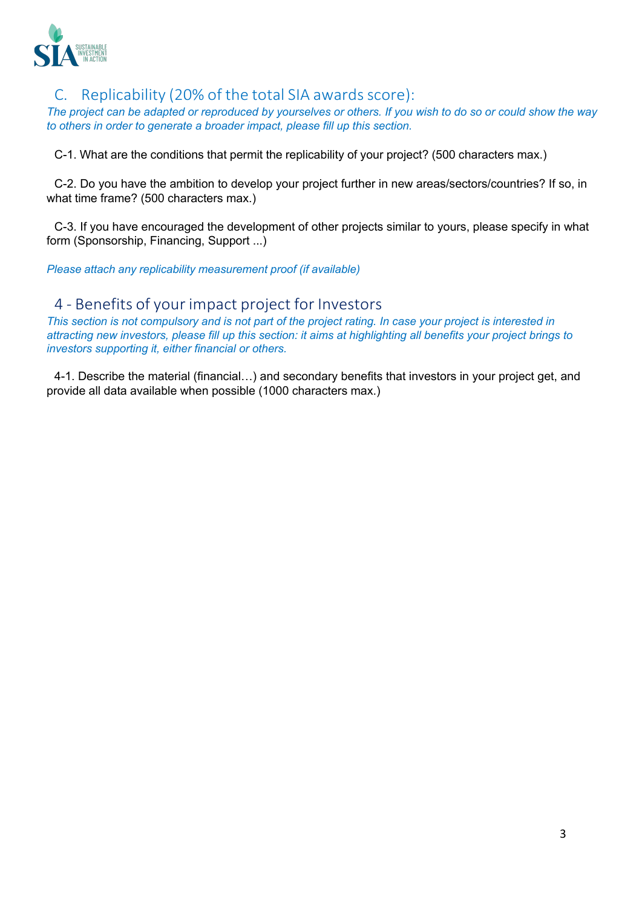## C. Replicability (20% of the total SIA awards score):

*The project can be adapted or reproduced by yourselves or others. If you wish to do so or could show the way to others in order to generate a broader impact, please fill up this section.*

C-1. What are the conditions that permit the replicability of your project? (500 characters max.)

C-2. Do you have the ambition to develop your project further in new areas/sectors/countries? If so, in what time frame? (500 characters max.)

C-3. If you have encouraged the development of other projects similar to yours, please specify in what form (Sponsorship, Financing, Support ...)

*Please attach any replicability measurement proof (if available)*

## 4 - Benefits of your impact project for Investors

*This section is not compulsory and is not part of the project rating. In case your project is interested in attracting new investors, please fill up this section: it aims at highlighting all benefits your project brings to investors supporting it, either financial or others.*

4-1. Describe the material (financial…) and secondary benefits that investors in your project get, and provide all data available when possible (1000 characters max.)